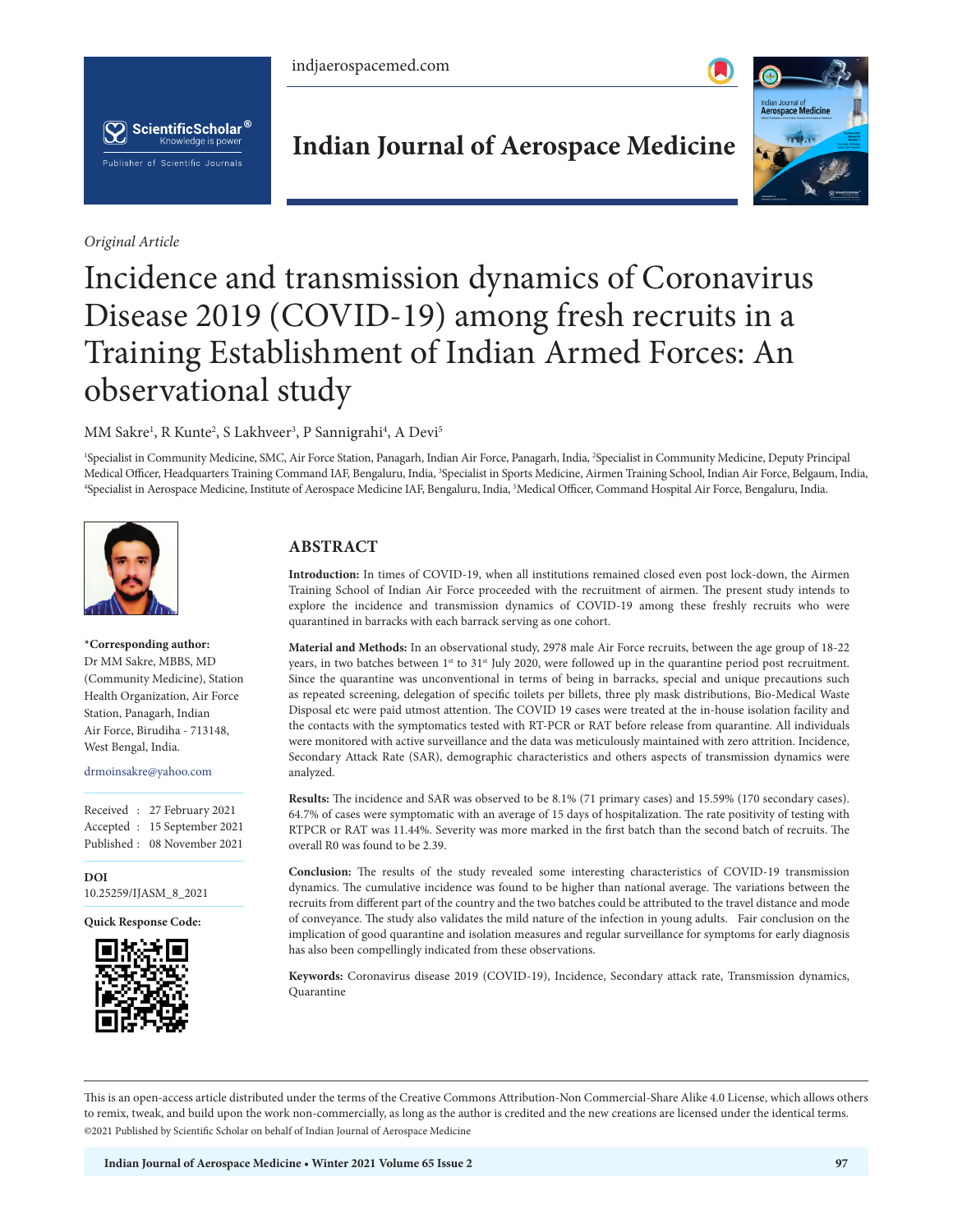*Original Article*

# Incidence and transmission dynamics of Coronavirus Disease 2019 (COVID-19) among fresh recruits in a Training Establishment of Indian Armed Forces: An observational study

MM Sakre[1], R Kunte[2], S Lakhveer[3], P Sannigrahi[4], A Devi[5]

[1]Specialist in Community Medicine, SMC, Air Force Station, Panagarh, Indian Air Force, Panagarh, India, [2]Specialist in Community Medicine, Deputy Principal Medical Officer, Headquarters Training Command IAF, Bengaluru, India, [3]Specialist in Sports Medicine, Airmen Training School, Indian Air Force, Belgaum, India, [4]Specialist in Aerospace Medicine, Institute of Aerospace Medicine IAF, Bengaluru, India, [5]Medical Officer, Command Hospital Air Force, Bengaluru, India.

**\*Corresponding author:**
Dr MM Sakre, MBBS, MD (Community Medicine), Station Health Organization, Air Force Station, Panagarh, Indian Air Force, Birudiha - 713148, West Bengal, India.

drmoinsakre@yahoo.com

Received : 27 February 2021
Accepted : 15 September 2021
Published : 08 November 2021

**DOI**
10.25259/IJASM_8_2021

**Quick Response Code:**

## ABSTRACT

**Introduction:** In times of COVID-19, when all institutions remained closed even post lock-down, the Airmen Training School of Indian Air Force proceeded with the recruitment of airmen. The present study intends to explore the incidence and transmission dynamics of COVID-19 among these freshly recruits who were quarantined in barracks with each barrack serving as one cohort.

**Material and Methods:** In an observational study, 2978 male Air Force recruits, between the age group of 18-22 years, in two batches between 1st to 31st July 2020, were followed up in the quarantine period post recruitment. Since the quarantine was unconventional in terms of being in barracks, special and unique precautions such as repeated screening, delegation of specific toilets per billets, three ply mask distributions, Bio-Medical Waste Disposal etc were paid utmost attention. The COVID 19 cases were treated at the in-house isolation facility and the contacts with the symptomatics tested with RT-PCR or RAT before release from quarantine. All individuals were monitored with active surveillance and the data was meticulously maintained with zero attrition. Incidence, Secondary Attack Rate (SAR), demographic characteristics and others aspects of transmission dynamics were analyzed.

**Results:** The incidence and SAR was observed to be 8.1% (71 primary cases) and 15.59% (170 secondary cases). 64.7% of cases were symptomatic with an average of 15 days of hospitalization. The rate positivity of testing with RTPCR or RAT was 11.44%. Severity was more marked in the first batch than the second batch of recruits. The overall R0 was found to be 2.39.

**Conclusion:** The results of the study revealed some interesting characteristics of COVID-19 transmission dynamics. The cumulative incidence was found to be higher than national average. The variations between the recruits from different part of the country and the two batches could be attributed to the travel distance and mode of conveyance. The study also validates the mild nature of the infection in young adults. Fair conclusion on the implication of good quarantine and isolation measures and regular surveillance for symptoms for early diagnosis has also been compellingly indicated from these observations.

**Keywords:** Coronavirus disease 2019 (COVID-19), Incidence, Secondary attack rate, Transmission dynamics, Quarantine

This is an open-access article distributed under the terms of the Creative Commons Attribution-Non Commercial-Share Alike 4.0 License, which allows others to remix, tweak, and build upon the work non-commercially, as long as the author is credited and the new creations are licensed under the identical terms.
©2021 Published by Scientific Scholar on behalf of Indian Journal of Aerospace Medicine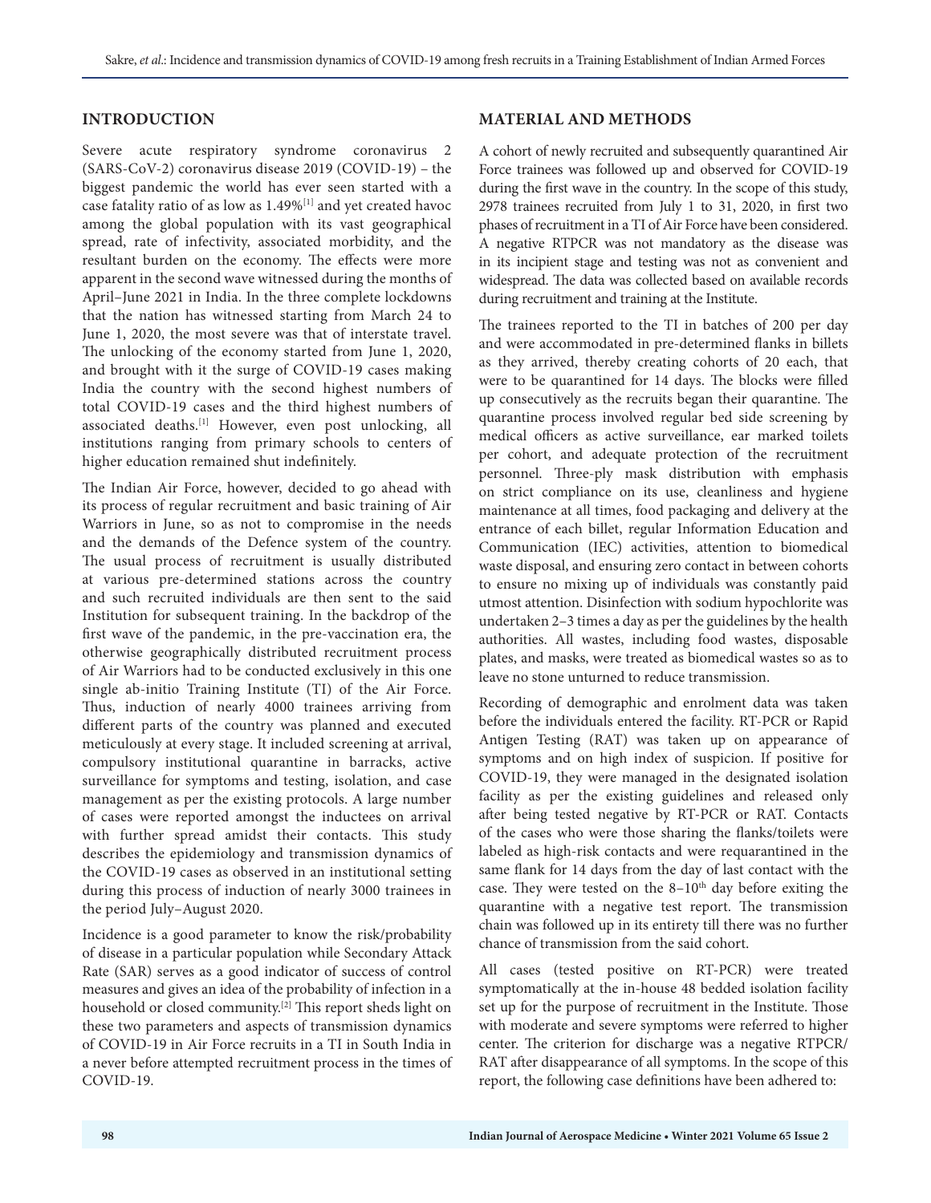## INTRODUCTION

Severe acute respiratory syndrome coronavirus 2 (SARS-CoV-2) coronavirus disease 2019 (COVID-19) – the biggest pandemic the world has ever seen started with a case fatality ratio of as low as 1.49%[1] and yet created havoc among the global population with its vast geographical spread, rate of infectivity, associated morbidity, and the resultant burden on the economy. The effects were more apparent in the second wave witnessed during the months of April–June 2021 in India. In the three complete lockdowns that the nation has witnessed starting from March 24 to June 1, 2020, the most severe was that of interstate travel. The unlocking of the economy started from June 1, 2020, and brought with it the surge of COVID-19 cases making India the country with the second highest numbers of total COVID-19 cases and the third highest numbers of associated deaths.[1] However, even post unlocking, all institutions ranging from primary schools to centers of higher education remained shut indefinitely.

The Indian Air Force, however, decided to go ahead with its process of regular recruitment and basic training of Air Warriors in June, so as not to compromise in the needs and the demands of the Defence system of the country. The usual process of recruitment is usually distributed at various pre-determined stations across the country and such recruited individuals are then sent to the said Institution for subsequent training. In the backdrop of the first wave of the pandemic, in the pre-vaccination era, the otherwise geographically distributed recruitment process of Air Warriors had to be conducted exclusively in this one single ab-initio Training Institute (TI) of the Air Force. Thus, induction of nearly 4000 trainees arriving from different parts of the country was planned and executed meticulously at every stage. It included screening at arrival, compulsory institutional quarantine in barracks, active surveillance for symptoms and testing, isolation, and case management as per the existing protocols. A large number of cases were reported amongst the inductees on arrival with further spread amidst their contacts. This study describes the epidemiology and transmission dynamics of the COVID-19 cases as observed in an institutional setting during this process of induction of nearly 3000 trainees in the period July–August 2020.

Incidence is a good parameter to know the risk/probability of disease in a particular population while Secondary Attack Rate (SAR) serves as a good indicator of success of control measures and gives an idea of the probability of infection in a household or closed community.[2] This report sheds light on these two parameters and aspects of transmission dynamics of COVID-19 in Air Force recruits in a TI in South India in a never before attempted recruitment process in the times of COVID-19.

## MATERIAL AND METHODS

A cohort of newly recruited and subsequently quarantined Air Force trainees was followed up and observed for COVID-19 during the first wave in the country. In the scope of this study, 2978 trainees recruited from July 1 to 31, 2020, in first two phases of recruitment in a TI of Air Force have been considered. A negative RTPCR was not mandatory as the disease was in its incipient stage and testing was not as convenient and widespread. The data was collected based on available records during recruitment and training at the Institute.

The trainees reported to the TI in batches of 200 per day and were accommodated in pre-determined flanks in billets as they arrived, thereby creating cohorts of 20 each, that were to be quarantined for 14 days. The blocks were filled up consecutively as the recruits began their quarantine. The quarantine process involved regular bed side screening by medical officers as active surveillance, ear marked toilets per cohort, and adequate protection of the recruitment personnel. Three-ply mask distribution with emphasis on strict compliance on its use, cleanliness and hygiene maintenance at all times, food packaging and delivery at the entrance of each billet, regular Information Education and Communication (IEC) activities, attention to biomedical waste disposal, and ensuring zero contact in between cohorts to ensure no mixing up of individuals was constantly paid utmost attention. Disinfection with sodium hypochlorite was undertaken 2–3 times a day as per the guidelines by the health authorities. All wastes, including food wastes, disposable plates, and masks, were treated as biomedical wastes so as to leave no stone unturned to reduce transmission.

Recording of demographic and enrolment data was taken before the individuals entered the facility. RT-PCR or Rapid Antigen Testing (RAT) was taken up on appearance of symptoms and on high index of suspicion. If positive for COVID-19, they were managed in the designated isolation facility as per the existing guidelines and released only after being tested negative by RT-PCR or RAT. Contacts of the cases who were those sharing the flanks/toilets were labeled as high-risk contacts and were requarantined in the same flank for 14 days from the day of last contact with the case. They were tested on the 8–10th day before exiting the quarantine with a negative test report. The transmission chain was followed up in its entirety till there was no further chance of transmission from the said cohort.

All cases (tested positive on RT-PCR) were treated symptomatically at the in-house 48 bedded isolation facility set up for the purpose of recruitment in the Institute. Those with moderate and severe symptoms were referred to higher center. The criterion for discharge was a negative RTPCR/RAT after disappearance of all symptoms. In the scope of this report, the following case definitions have been adhered to: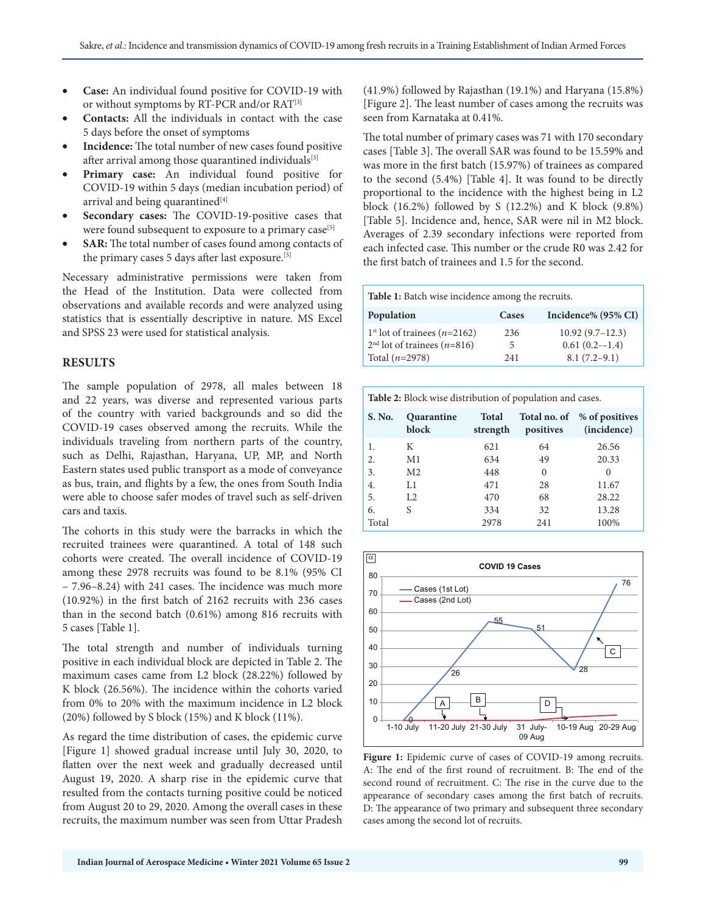- **Case:** An individual found positive for COVID-19 with or without symptoms by RT-PCR and/or RAT[3]
- **Contacts:** All the individuals in contact with the case 5 days before the onset of symptoms
- **Incidence:** The total number of new cases found positive after arrival among those quarantined individuals[3]
- **Primary case:** An individual found positive for COVID-19 within 5 days (median incubation period) of arrival and being quarantined[4]
- **Secondary cases:** The COVID-19-positive cases that were found subsequent to exposure to a primary case[5]
- **SAR:** The total number of cases found among contacts of the primary cases 5 days after last exposure.[5]

Necessary administrative permissions were taken from the Head of the Institution. Data were collected from observations and available records and were analyzed using statistics that is essentially descriptive in nature. MS Excel and SPSS 23 were used for statistical analysis.

## RESULTS

The sample population of 2978, all males between 18 and 22 years, was diverse and represented various parts of the country with varied backgrounds and so did the COVID-19 cases observed among the recruits. While the individuals traveling from northern parts of the country, such as Delhi, Rajasthan, Haryana, UP, MP, and North Eastern states used public transport as a mode of conveyance as bus, train, and flights by a few, the ones from South India were able to choose safer modes of travel such as self-driven cars and taxis.

The cohorts in this study were the barracks in which the recruited trainees were quarantined. A total of 148 such cohorts were created. The overall incidence of COVID-19 among these 2978 recruits was found to be 8.1% (95% CI – 7.96–8.24) with 241 cases. The incidence was much more (10.92%) in the first batch of 2162 recruits with 236 cases than in the second batch (0.61%) among 816 recruits with 5 cases [Table 1].

The total strength and number of individuals turning positive in each individual block are depicted in Table 2. The maximum cases came from L2 block (28.22%) followed by K block (26.56%). The incidence within the cohorts varied from 0% to 20% with the maximum incidence in L2 block (20%) followed by S block (15%) and K block (11%).

As regard the time distribution of cases, the epidemic curve [Figure 1] showed gradual increase until July 30, 2020, to flatten over the next week and gradually decreased until August 19, 2020. A sharp rise in the epidemic curve that resulted from the contacts turning positive could be noticed from August 20 to 29, 2020. Among the overall cases in these recruits, the maximum number was seen from Uttar Pradesh (41.9%) followed by Rajasthan (19.1%) and Haryana (15.8%) [Figure 2]. The least number of cases among the recruits was seen from Karnataka at 0.41%.

The total number of primary cases was 71 with 170 secondary cases [Table 3]. The overall SAR was found to be 15.59% and was more in the first batch (15.97%) of trainees as compared to the second (5.4%) [Table 4]. It was found to be directly proportional to the incidence with the highest being in L2 block (16.2%) followed by S (12.2%) and K block (9.8%) [Table 5]. Incidence and, hence, SAR were nil in M2 block. Averages of 2.39 secondary infections were reported from each infected case. This number or the crude R0 was 2.42 for the first batch of trainees and 1.5 for the second.

**Table 1:** Batch wise incidence among the recruits.

| Population | Cases | Incidence% (95% CI) |
|---|---|---|
| 1st lot of trainees (*n*=2162) | 236 | 10.92 (9.7–12.3) |
| 2nd lot of trainees (*n*=816) | 5 | 0.61 (0.2-–1.4) |
| Total (*n*=2978) | 241 | 8.1 (7.2–9.1) |

**Table 2:** Block wise distribution of population and cases.

| S. No. | Quarantine block | Total strength | Total no. of positives | % of positives (incidence) |
|---|---|---|---|---|
| 1. | K | 621 | 64 | 26.56 |
| 2. | M1 | 634 | 49 | 20.33 |
| 3. | M2 | 448 | 0 | 0 |
| 4. | L1 | 471 | 28 | 11.67 |
| 5. | L2 | 470 | 68 | 28.22 |
| 6. | S | 334 | 32 | 13.28 |
| Total | | 2978 | 241 | 100% |

**Figure 1:** Epidemic curve of cases of COVID-19 among recruits. A: The end of the first round of recruitment. B: The end of the second round of recruitment. C: The rise in the curve due to the appearance of secondary cases among the first batch of recruits. D: The appearance of two primary and subsequent three secondary cases among the second lot of recruits.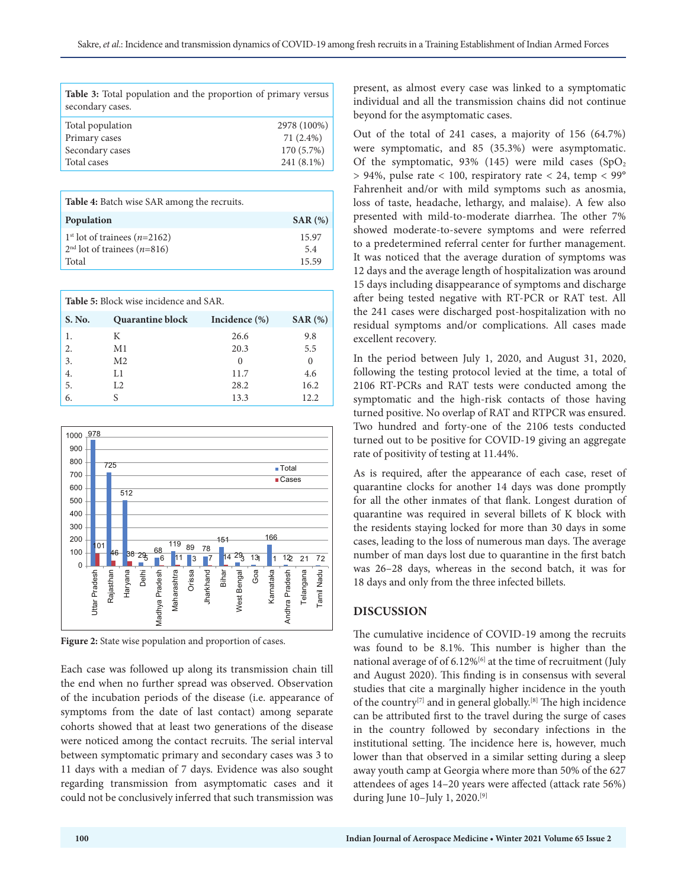**Table 3:** Total population and the proportion of primary versus secondary cases.

| | |
|---|---|
| Total population | 2978 (100%) |
| Primary cases | 71 (2.4%) |
| Secondary cases | 170 (5.7%) |
| Total cases | 241 (8.1%) |

**Table 4:** Batch wise SAR among the recruits.

| Population | SAR (%) |
|---|---|
| 1st lot of trainees (*n*=2162) | 15.97 |
| 2nd lot of trainees (*n*=816) | 5.4 |
| Total | 15.59 |

**Table 5:** Block wise incidence and SAR.

| S. No. | Quarantine block | Incidence (%) | SAR (%) |
|---|---|---|---|
| 1. | K | 26.6 | 9.8 |
| 2. | M1 | 20.3 | 5.5 |
| 3. | M2 | 0 | 0 |
| 4. | L1 | 11.7 | 4.6 |
| 5. | L2 | 28.2 | 16.2 |
| 6. | S | 13.3 | 12.2 |

| State | Total | Cases |
|---|---|---|
| Uttar Pradesh | 978 | 101 |
| Rajasthan | 725 | 46 |
| Haryana | 512 | 38 |
| Delhi | 29 | 5 |
| Madhya Pradesh | 68 | 6 |
| Maharashtra | 119 | 11 |
| Orissa | 89 | 3 |
| Jharkhand | 78 | 7 |
| Bihar | 151 | 14 |
| West Bengal | 29 | 3 |
| Goa | 13 | 1 |
| Karnataka | 166 | 1 |
| Andhra Pradesh | 12 | 2 |
| Telangana | 21 | |
| Tamil Nadu | 72 | |

**Figure 2:** State wise population and proportion of cases.

Each case was followed up along its transmission chain till the end when no further spread was observed. Observation of the incubation periods of the disease (i.e. appearance of symptoms from the date of last contact) among separate cohorts showed that at least two generations of the disease were noticed among the contact recruits. The serial interval between symptomatic primary and secondary cases was 3 to 11 days with a median of 7 days. Evidence was also sought regarding transmission from asymptomatic cases and it could not be conclusively inferred that such transmission was present, as almost every case was linked to a symptomatic individual and all the transmission chains did not continue beyond for the asymptomatic cases.

Out of the total of 241 cases, a majority of 156 (64.7%) were symptomatic, and 85 (35.3%) were asymptomatic. Of the symptomatic, 93% (145) were mild cases ($SpO_2$ > 94%, pulse rate < 100, respiratory rate < 24, temp < 99° Fahrenheit and/or with mild symptoms such as anosmia, loss of taste, headache, lethargy, and malaise). A few also presented with mild-to-moderate diarrhea. The other 7% showed moderate-to-severe symptoms and were referred to a predetermined referral center for further management. It was noticed that the average duration of symptoms was 12 days and the average length of hospitalization was around 15 days including disappearance of symptoms and discharge after being tested negative with RT-PCR or RAT test. All the 241 cases were discharged post-hospitalization with no residual symptoms and/or complications. All cases made excellent recovery.

In the period between July 1, 2020, and August 31, 2020, following the testing protocol levied at the time, a total of 2106 RT-PCRs and RAT tests were conducted among the symptomatic and the high-risk contacts of those having turned positive. No overlap of RAT and RTPCR was ensured. Two hundred and forty-one of the 2106 tests conducted turned out to be positive for COVID-19 giving an aggregate rate of positivity of testing at 11.44%.

As is required, after the appearance of each case, reset of quarantine clocks for another 14 days was done promptly for all the other inmates of that flank. Longest duration of quarantine was required in several billets of K block with the residents staying locked for more than 30 days in some cases, leading to the loss of numerous man days. The average number of man days lost due to quarantine in the first batch was 26–28 days, whereas in the second batch, it was for 18 days and only from the three infected billets.

## DISCUSSION

The cumulative incidence of COVID-19 among the recruits was found to be 8.1%. This number is higher than the national average of of 6.12%[6] at the time of recruitment (July and August 2020). This finding is in consensus with several studies that cite a marginally higher incidence in the youth of the country[7] and in general globally.[8] The high incidence can be attributed first to the travel during the surge of cases in the country followed by secondary infections in the institutional setting. The incidence here is, however, much lower than that observed in a similar setting during a sleep away youth camp at Georgia where more than 50% of the 627 attendees of ages 14–20 years were affected (attack rate 56%) during June 10–July 1, 2020.[9]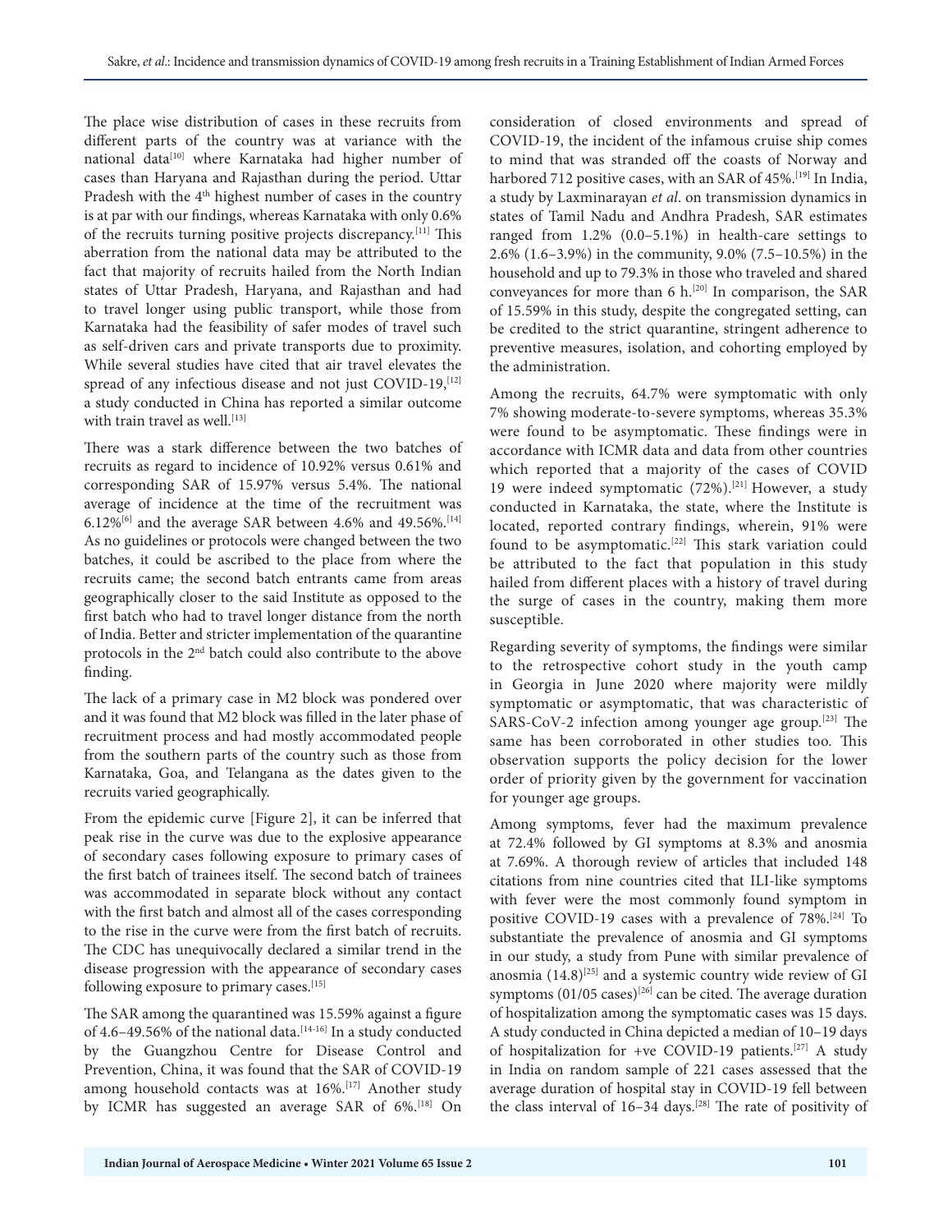The place wise distribution of cases in these recruits from different parts of the country was at variance with the national data[10] where Karnataka had higher number of cases than Haryana and Rajasthan during the period. Uttar Pradesh with the 4th highest number of cases in the country is at par with our findings, whereas Karnataka with only 0.6% of the recruits turning positive projects discrepancy.[11] This aberration from the national data may be attributed to the fact that majority of recruits hailed from the North Indian states of Uttar Pradesh, Haryana, and Rajasthan and had to travel longer using public transport, while those from Karnataka had the feasibility of safer modes of travel such as self-driven cars and private transports due to proximity. While several studies have cited that air travel elevates the spread of any infectious disease and not just COVID-19,[12] a study conducted in China has reported a similar outcome with train travel as well.[13]

There was a stark difference between the two batches of recruits as regard to incidence of 10.92% versus 0.61% and corresponding SAR of 15.97% versus 5.4%. The national average of incidence at the time of the recruitment was 6.12%[6] and the average SAR between 4.6% and 49.56%.[14] As no guidelines or protocols were changed between the two batches, it could be ascribed to the place from where the recruits came; the second batch entrants came from areas geographically closer to the said Institute as opposed to the first batch who had to travel longer distance from the north of India. Better and stricter implementation of the quarantine protocols in the 2nd batch could also contribute to the above finding.

The lack of a primary case in M2 block was pondered over and it was found that M2 block was filled in the later phase of recruitment process and had mostly accommodated people from the southern parts of the country such as those from Karnataka, Goa, and Telangana as the dates given to the recruits varied geographically.

From the epidemic curve [Figure 2], it can be inferred that peak rise in the curve was due to the explosive appearance of secondary cases following exposure to primary cases of the first batch of trainees itself. The second batch of trainees was accommodated in separate block without any contact with the first batch and almost all of the cases corresponding to the rise in the curve were from the first batch of recruits. The CDC has unequivocally declared a similar trend in the disease progression with the appearance of secondary cases following exposure to primary cases.[15]

The SAR among the quarantined was 15.59% against a figure of 4.6–49.56% of the national data.[14-16] In a study conducted by the Guangzhou Centre for Disease Control and Prevention, China, it was found that the SAR of COVID-19 among household contacts was at 16%.[17] Another study by ICMR has suggested an average SAR of 6%.[18] On consideration of closed environments and spread of COVID-19, the incident of the infamous cruise ship comes to mind that was stranded off the coasts of Norway and harbored 712 positive cases, with an SAR of 45%.[19] In India, a study by Laxminarayan *et al*. on transmission dynamics in states of Tamil Nadu and Andhra Pradesh, SAR estimates ranged from 1.2% (0.0–5.1%) in health-care settings to 2.6% (1.6–3.9%) in the community, 9.0% (7.5–10.5%) in the household and up to 79.3% in those who traveled and shared conveyances for more than 6 h.[20] In comparison, the SAR of 15.59% in this study, despite the congregated setting, can be credited to the strict quarantine, stringent adherence to preventive measures, isolation, and cohorting employed by the administration.

Among the recruits, 64.7% were symptomatic with only 7% showing moderate-to-severe symptoms, whereas 35.3% were found to be asymptomatic. These findings were in accordance with ICMR data and data from other countries which reported that a majority of the cases of COVID 19 were indeed symptomatic (72%).[21] However, a study conducted in Karnataka, the state, where the Institute is located, reported contrary findings, wherein, 91% were found to be asymptomatic.[22] This stark variation could be attributed to the fact that population in this study hailed from different places with a history of travel during the surge of cases in the country, making them more susceptible.

Regarding severity of symptoms, the findings were similar to the retrospective cohort study in the youth camp in Georgia in June 2020 where majority were mildly symptomatic or asymptomatic, that was characteristic of SARS-CoV-2 infection among younger age group.[23] The same has been corroborated in other studies too. This observation supports the policy decision for the lower order of priority given by the government for vaccination for younger age groups.

Among symptoms, fever had the maximum prevalence at 72.4% followed by GI symptoms at 8.3% and anosmia at 7.69%. A thorough review of articles that included 148 citations from nine countries cited that ILI-like symptoms with fever were the most commonly found symptom in positive COVID-19 cases with a prevalence of 78%.[24] To substantiate the prevalence of anosmia and GI symptoms in our study, a study from Pune with similar prevalence of anosmia (14.8)[25] and a systemic country wide review of GI symptoms (01/05 cases)[26] can be cited. The average duration of hospitalization among the symptomatic cases was 15 days. A study conducted in China depicted a median of 10–19 days of hospitalization for +ve COVID-19 patients.[27] A study in India on random sample of 221 cases assessed that the average duration of hospital stay in COVID-19 fell between the class interval of 16–34 days.[28] The rate of positivity of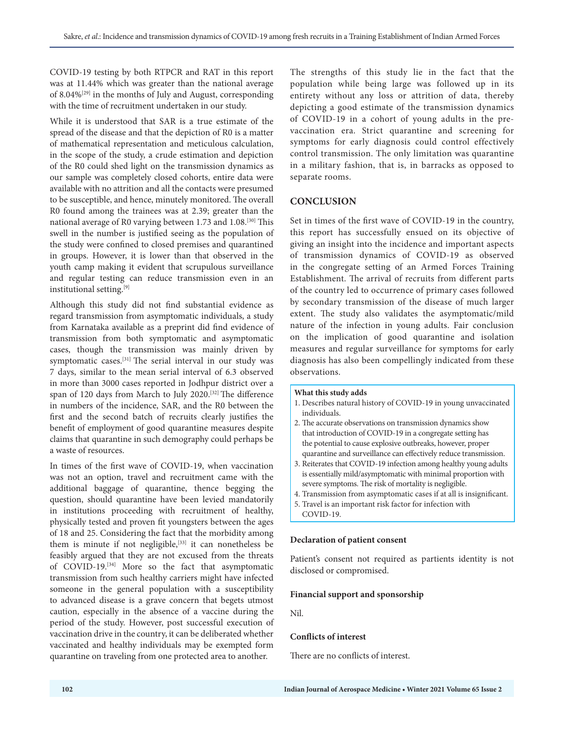COVID-19 testing by both RTPCR and RAT in this report was at 11.44% which was greater than the national average of 8.04%[29] in the months of July and August, corresponding with the time of recruitment undertaken in our study.

While it is understood that SAR is a true estimate of the spread of the disease and that the depiction of R0 is a matter of mathematical representation and meticulous calculation, in the scope of the study, a crude estimation and depiction of the R0 could shed light on the transmission dynamics as our sample was completely closed cohorts, entire data were available with no attrition and all the contacts were presumed to be susceptible, and hence, minutely monitored. The overall R0 found among the trainees was at 2.39; greater than the national average of R0 varying between 1.73 and 1.08.[30] This swell in the number is justified seeing as the population of the study were confined to closed premises and quarantined in groups. However, it is lower than that observed in the youth camp making it evident that scrupulous surveillance and regular testing can reduce transmission even in an institutional setting.[9]

Although this study did not find substantial evidence as regard transmission from asymptomatic individuals, a study from Karnataka available as a preprint did find evidence of transmission from both symptomatic and asymptomatic cases, though the transmission was mainly driven by symptomatic cases.[31] The serial interval in our study was 7 days, similar to the mean serial interval of 6.3 observed in more than 3000 cases reported in Jodhpur district over a span of 120 days from March to July 2020.[32] The difference in numbers of the incidence, SAR, and the R0 between the first and the second batch of recruits clearly justifies the benefit of employment of good quarantine measures despite claims that quarantine in such demography could perhaps be a waste of resources.

In times of the first wave of COVID-19, when vaccination was not an option, travel and recruitment came with the additional baggage of quarantine, thence begging the question, should quarantine have been levied mandatorily in institutions proceeding with recruitment of healthy, physically tested and proven fit youngsters between the ages of 18 and 25. Considering the fact that the morbidity among them is minute if not negligible,[33] it can nonetheless be feasibly argued that they are not excused from the threats of COVID-19.[34] More so the fact that asymptomatic transmission from such healthy carriers might have infected someone in the general population with a susceptibility to advanced disease is a grave concern that begets utmost caution, especially in the absence of a vaccine during the period of the study. However, post successful execution of vaccination drive in the country, it can be deliberated whether vaccinated and healthy individuals may be exempted form quarantine on traveling from one protected area to another.

The strengths of this study lie in the fact that the population while being large was followed up in its entirety without any loss or attrition of data, thereby depicting a good estimate of the transmission dynamics of COVID-19 in a cohort of young adults in the pre-vaccination era. Strict quarantine and screening for symptoms for early diagnosis could control effectively control transmission. The only limitation was quarantine in a military fashion, that is, in barracks as opposed to separate rooms.

## CONCLUSION

Set in times of the first wave of COVID-19 in the country, this report has successfully ensued on its objective of giving an insight into the incidence and important aspects of transmission dynamics of COVID-19 as observed in the congregate setting of an Armed Forces Training Establishment. The arrival of recruits from different parts of the country led to occurrence of primary cases followed by secondary transmission of the disease of much larger extent. The study also validates the asymptomatic/mild nature of the infection in young adults. Fair conclusion on the implication of good quarantine and isolation measures and regular surveillance for symptoms for early diagnosis has also been compellingly indicated from these observations.

**What this study adds**

1. Describes natural history of COVID-19 in young unvaccinated individuals.
2. The accurate observations on transmission dynamics show that introduction of COVID-19 in a congregate setting has the potential to cause explosive outbreaks, however, proper quarantine and surveillance can effectively reduce transmission.
3. Reiterates that COVID-19 infection among healthy young adults is essentially mild/asymptomatic with minimal proportion with severe symptoms. The risk of mortality is negligible.
4. Transmission from asymptomatic cases if at all is insignificant.
5. Travel is an important risk factor for infection with COVID-19.

### Declaration of patient consent

Patient's consent not required as partients identity is not disclosed or compromised.

### Financial support and sponsorship

Nil.

### Conflicts of interest

There are no conflicts of interest.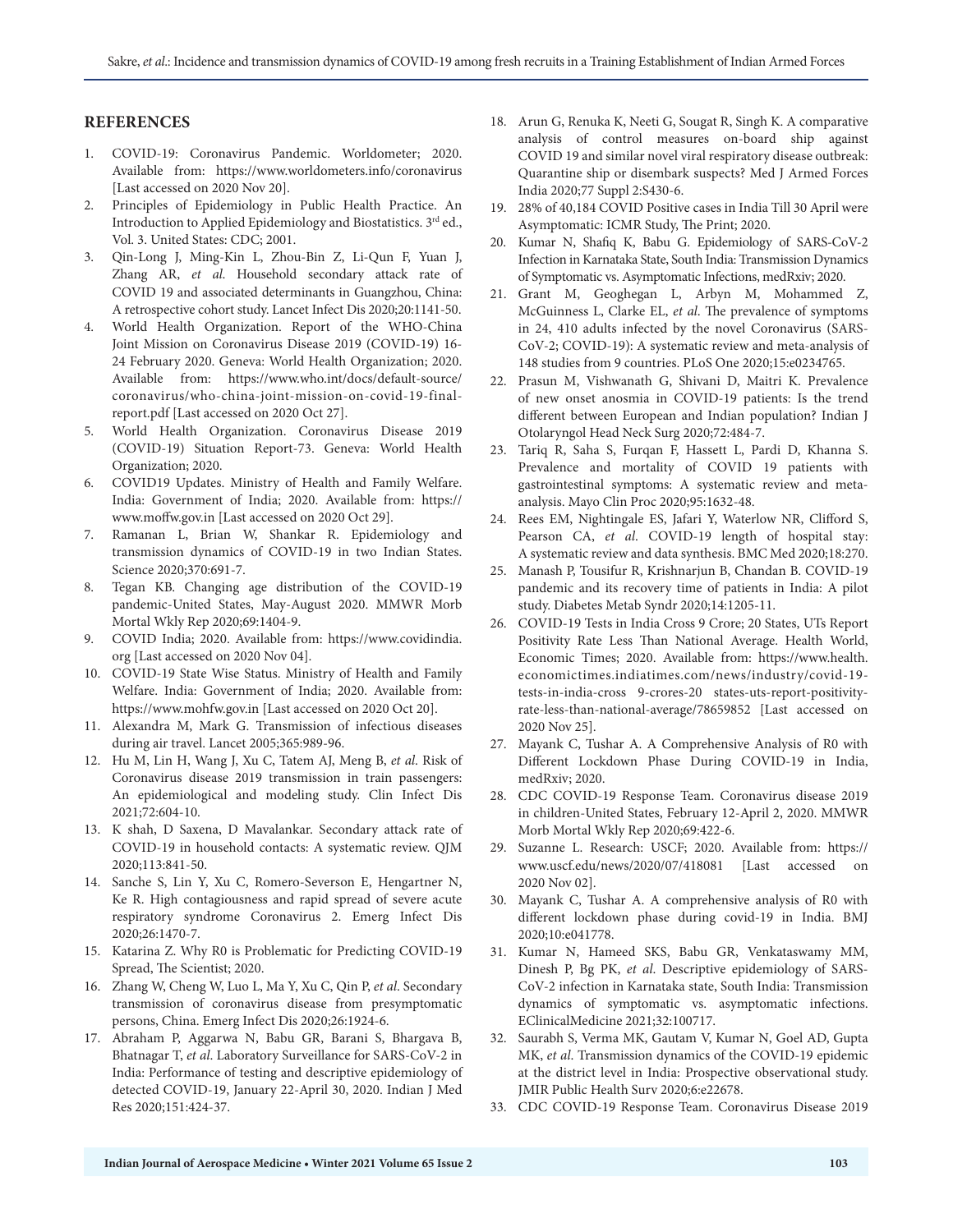## REFERENCES

1. COVID-19: Coronavirus Pandemic. Worldometer; 2020. Available from: https://www.worldometers.info/coronavirus [Last accessed on 2020 Nov 20].
2. Principles of Epidemiology in Public Health Practice. An Introduction to Applied Epidemiology and Biostatistics. 3rd ed., Vol. 3. United States: CDC; 2001.
3. Qin-Long J, Ming-Kin L, Zhou-Bin Z, Li-Qun F, Yuan J, Zhang AR, *et al*. Household secondary attack rate of COVID 19 and associated determinants in Guangzhou, China: A retrospective cohort study. Lancet Infect Dis 2020;20:1141-50.
4. World Health Organization. Report of the WHO-China Joint Mission on Coronavirus Disease 2019 (COVID-19) 16-24 February 2020. Geneva: World Health Organization; 2020. Available from: https://www.who.int/docs/default-source/coronavirus/who-china-joint-mission-on-covid-19-final-report.pdf [Last accessed on 2020 Oct 27].
5. World Health Organization. Coronavirus Disease 2019 (COVID-19) Situation Report-73. Geneva: World Health Organization; 2020.
6. COVID19 Updates. Ministry of Health and Family Welfare. India: Government of India; 2020. Available from: https://www.moffw.gov.in [Last accessed on 2020 Oct 29].
7. Ramanan L, Brian W, Shankar R. Epidemiology and transmission dynamics of COVID-19 in two Indian States. Science 2020;370:691-7.
8. Tegan KB. Changing age distribution of the COVID-19 pandemic-United States, May-August 2020. MMWR Morb Mortal Wkly Rep 2020;69:1404-9.
9. COVID India; 2020. Available from: https://www.covidindia.org [Last accessed on 2020 Nov 04].
10. COVID-19 State Wise Status. Ministry of Health and Family Welfare. India: Government of India; 2020. Available from: https://www.mohfw.gov.in [Last accessed on 2020 Oct 20].
11. Alexandra M, Mark G. Transmission of infectious diseases during air travel. Lancet 2005;365:989-96.
12. Hu M, Lin H, Wang J, Xu C, Tatem AJ, Meng B, *et al*. Risk of Coronavirus disease 2019 transmission in train passengers: An epidemiological and modeling study. Clin Infect Dis 2021;72:604-10.
13. K shah, D Saxena, D Mavalankar. Secondary attack rate of COVID-19 in household contacts: A systematic review. QJM 2020;113:841-50.
14. Sanche S, Lin Y, Xu C, Romero-Severson E, Hengartner N, Ke R. High contagiousness and rapid spread of severe acute respiratory syndrome Coronavirus 2. Emerg Infect Dis 2020;26:1470-7.
15. Katarina Z. Why R0 is Problematic for Predicting COVID-19 Spread, The Scientist; 2020.
16. Zhang W, Cheng W, Luo L, Ma Y, Xu C, Qin P, *et al*. Secondary transmission of coronavirus disease from presymptomatic persons, China. Emerg Infect Dis 2020;26:1924-6.
17. Abraham P, Aggarwa N, Babu GR, Barani S, Bhargava B, Bhatnagar T, *et al*. Laboratory Surveillance for SARS-CoV-2 in India: Performance of testing and descriptive epidemiology of detected COVID-19, January 22-April 30, 2020. Indian J Med Res 2020;151:424-37.
18. Arun G, Renuka K, Neeti G, Sougat R, Singh K. A comparative analysis of control measures on-board ship against COVID 19 and similar novel viral respiratory disease outbreak: Quarantine ship or disembark suspects? Med J Armed Forces India 2020;77 Suppl 2:S430-6.
19. 28% of 40,184 COVID Positive cases in India Till 30 April were Asymptomatic: ICMR Study, The Print; 2020.
20. Kumar N, Shafiq K, Babu G. Epidemiology of SARS-CoV-2 Infection in Karnataka State, South India: Transmission Dynamics of Symptomatic vs. Asymptomatic Infections, medRxiv; 2020.
21. Grant M, Geoghegan L, Arbyn M, Mohammed Z, McGuinness L, Clarke EL, *et al*. The prevalence of symptoms in 24, 410 adults infected by the novel Coronavirus (SARS-CoV-2; COVID-19): A systematic review and meta-analysis of 148 studies from 9 countries. PLoS One 2020;15:e0234765.
22. Prasun M, Vishwanath G, Shivani D, Maitri K. Prevalence of new onset anosmia in COVID-19 patients: Is the trend different between European and Indian population? Indian J Otolaryngol Head Neck Surg 2020;72:484-7.
23. Tariq R, Saha S, Furqan F, Hassett L, Pardi D, Khanna S. Prevalence and mortality of COVID 19 patients with gastrointestinal symptoms: A systematic review and meta-analysis. Mayo Clin Proc 2020;95:1632-48.
24. Rees EM, Nightingale ES, Jafari Y, Waterlow NR, Clifford S, Pearson CA, *et al*. COVID-19 length of hospital stay: A systematic review and data synthesis. BMC Med 2020;18:270.
25. Manash P, Tousifur R, Krishnarjun B, Chandan B. COVID-19 pandemic and its recovery time of patients in India: A pilot study. Diabetes Metab Syndr 2020;14:1205-11.
26. COVID-19 Tests in India Cross 9 Crore; 20 States, UTs Report Positivity Rate Less Than National Average. Health World, Economic Times; 2020. Available from: https://www.health.economictimes.indiatimes.com/news/industry/covid-19-tests-in-india-cross 9-crores-20 states-uts-report-positivity-rate-less-than-national-average/78659852 [Last accessed on 2020 Nov 25].
27. Mayank C, Tushar A. A Comprehensive Analysis of R0 with Different Lockdown Phase During COVID-19 in India, medRxiv; 2020.
28. CDC COVID-19 Response Team. Coronavirus disease 2019 in children-United States, February 12-April 2, 2020. MMWR Morb Mortal Wkly Rep 2020;69:422-6.
29. Suzanne L. Research: USCF; 2020. Available from: https://www.uscf.edu/news/2020/07/418081 [Last accessed on 2020 Nov 02].
30. Mayank C, Tushar A. A comprehensive analysis of R0 with different lockdown phase during covid-19 in India. BMJ 2020;10:e041778.
31. Kumar N, Hameed SKS, Babu GR, Venkataswamy MM, Dinesh P, Bg PK, *et al*. Descriptive epidemiology of SARS-CoV-2 infection in Karnataka state, South India: Transmission dynamics of symptomatic vs. asymptomatic infections. EClinicalMedicine 2021;32:100717.
32. Saurabh S, Verma MK, Gautam V, Kumar N, Goel AD, Gupta MK, *et al*. Transmission dynamics of the COVID-19 epidemic at the district level in India: Prospective observational study. JMIR Public Health Surv 2020;6:e22678.
33. CDC COVID-19 Response Team. Coronavirus Disease 2019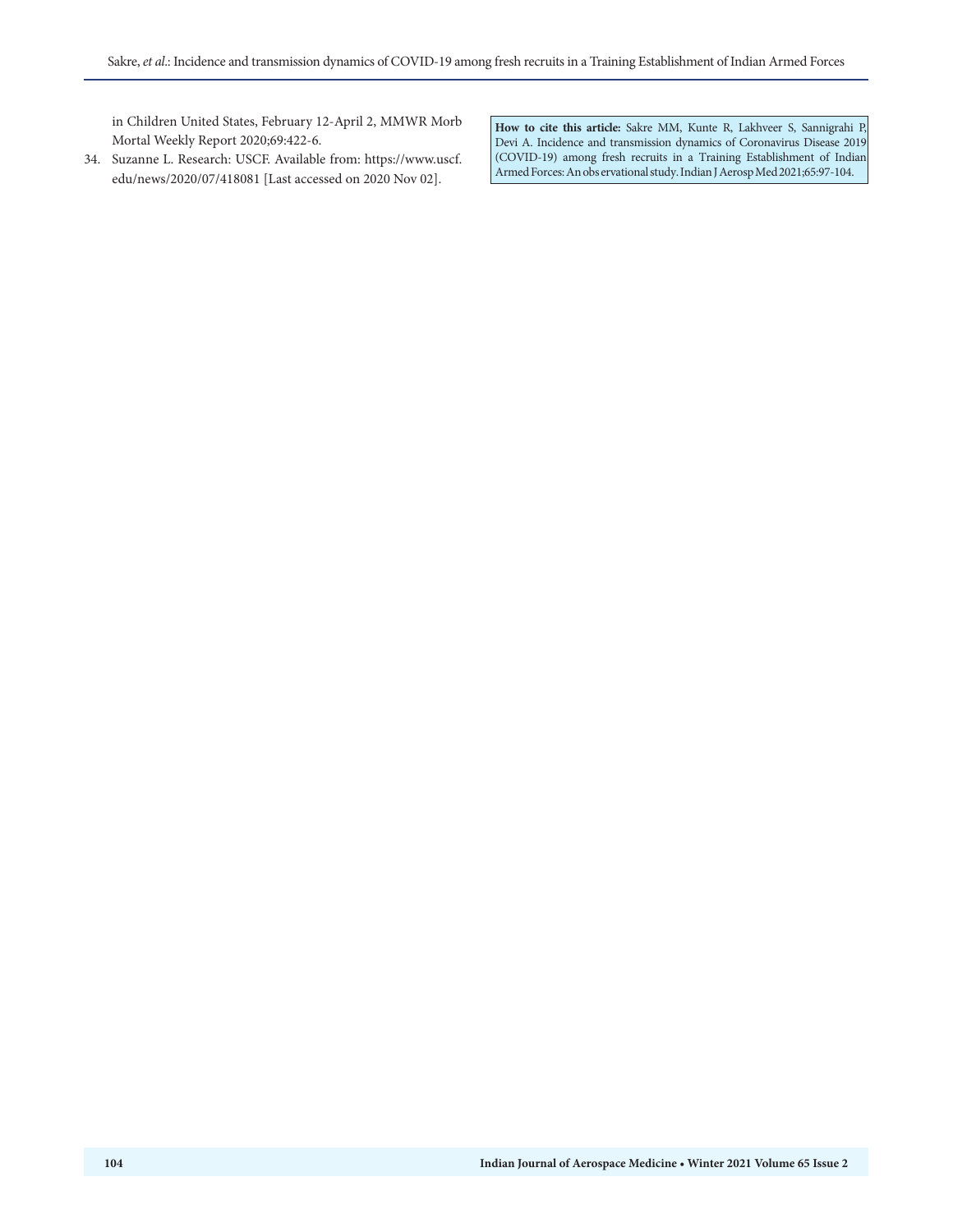in Children United States, February 12-April 2, MMWR Morb Mortal Weekly Report 2020;69:422-6.

34. Suzanne L. Research: USCF. Available from: https://www.uscf.edu/news/2020/07/418081 [Last accessed on 2020 Nov 02].

**How to cite this article:** Sakre MM, Kunte R, Lakhveer S, Sannigrahi P, Devi A. Incidence and transmission dynamics of Coronavirus Disease 2019 (COVID-19) among fresh recruits in a Training Establishment of Indian Armed Forces: An obs ervational study. Indian J Aerosp Med 2021;65:97-104.